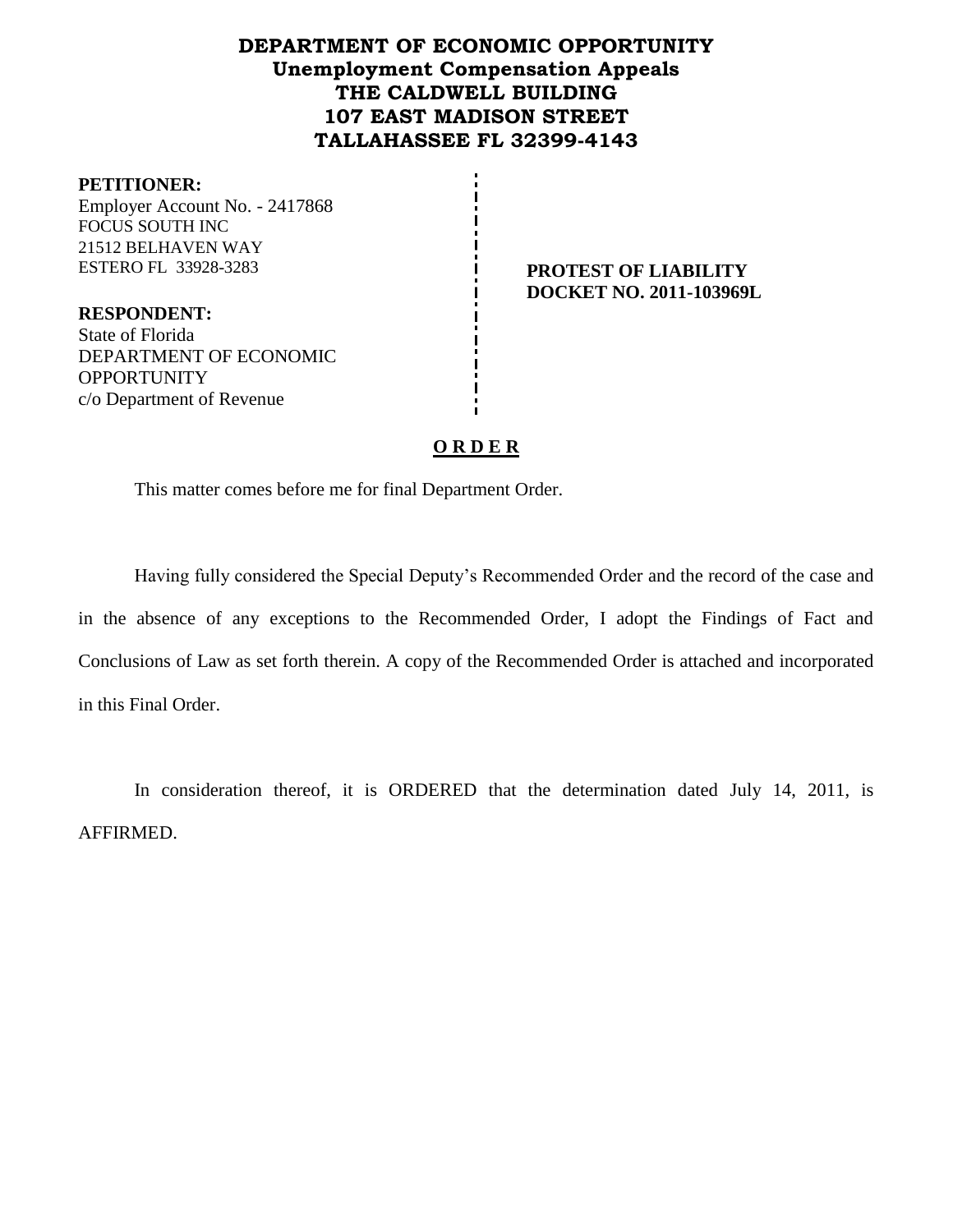# DEPARTMENT OF ECONOMIC OPPORTUNITY
## Unemployment Compensation Appeals
## THE CALDWELL BUILDING
## 107 EAST MADISON STREET
## TALLAHASSEE FL 32399-4143

**PETITIONER:**
Employer Account No. - 2417868
FOCUS SOUTH INC
21512 BELHAVEN WAY
ESTERO FL 33928-3283

**RESPONDENT:**
State of Florida
DEPARTMENT OF ECONOMIC OPPORTUNITY
c/o Department of Revenue

**PROTEST OF LIABILITY**
**DOCKET NO. 2011-103969L**

## O R D E R

This matter comes before me for final Department Order.

Having fully considered the Special Deputy's Recommended Order and the record of the case and in the absence of any exceptions to the Recommended Order, I adopt the Findings of Fact and Conclusions of Law as set forth therein. A copy of the Recommended Order is attached and incorporated in this Final Order.

In consideration thereof, it is ORDERED that the determination dated July 14, 2011, is AFFIRMED.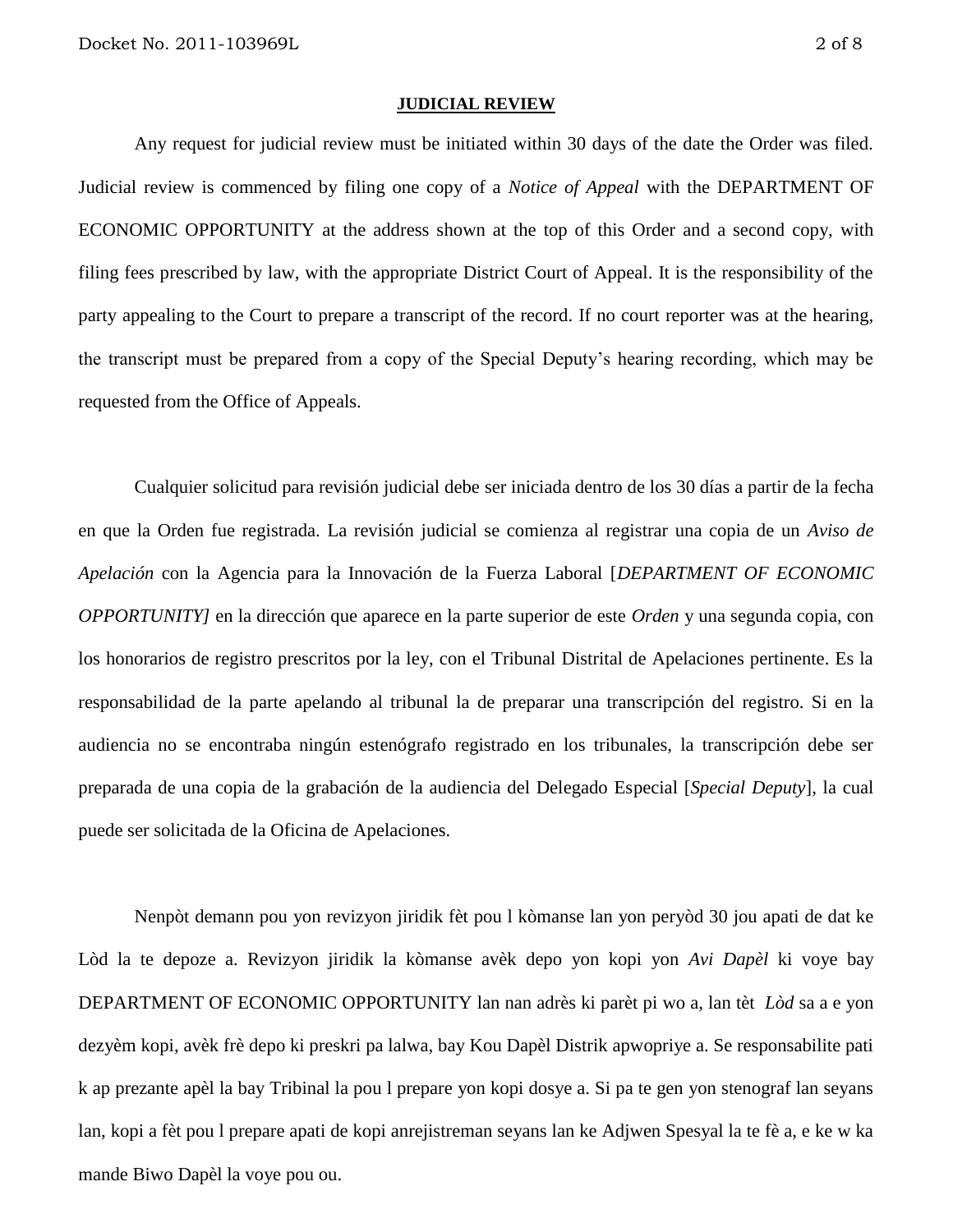**JUDICIAL REVIEW**

Any request for judicial review must be initiated within 30 days of the date the Order was filed. Judicial review is commenced by filing one copy of a *Notice of Appeal* with the DEPARTMENT OF ECONOMIC OPPORTUNITY at the address shown at the top of this Order and a second copy, with filing fees prescribed by law, with the appropriate District Court of Appeal. It is the responsibility of the party appealing to the Court to prepare a transcript of the record. If no court reporter was at the hearing, the transcript must be prepared from a copy of the Special Deputy's hearing recording, which may be requested from the Office of Appeals.

Cualquier solicitud para revisión judicial debe ser iniciada dentro de los 30 días a partir de la fecha en que la Orden fue registrada. La revisión judicial se comienza al registrar una copia de un *Aviso de Apelación* con la Agencia para la Innovación de la Fuerza Laboral [*DEPARTMENT OF ECONOMIC OPPORTUNITY]* en la dirección que aparece en la parte superior de este *Orden* y una segunda copia, con los honorarios de registro prescritos por la ley, con el Tribunal Distrital de Apelaciones pertinente. Es la responsabilidad de la parte apelando al tribunal la de preparar una transcripción del registro. Si en la audiencia no se encontraba ningún estenógrafo registrado en los tribunales, la transcripción debe ser preparada de una copia de la grabación de la audiencia del Delegado Especial [*Special Deputy*], la cual puede ser solicitada de la Oficina de Apelaciones.

Nenpòt demann pou yon revizyon jiridik fèt pou l kòmanse lan yon peryòd 30 jou apati de dat ke Lòd la te depoze a. Revizyon jiridik la kòmanse avèk depo yon kopi yon *Avi Dapèl* ki voye bay DEPARTMENT OF ECONOMIC OPPORTUNITY lan nan adrès ki parèt pi wo a, lan tèt *Lòd* sa a e yon dezyèm kopi, avèk frè depo ki preskri pa lalwa, bay Kou Dapèl Distrik apwopriye a. Se responsabilite pati k ap prezante apèl la bay Tribinal la pou l prepare yon kopi dosye a. Si pa te gen yon stenograf lan seyans lan, kopi a fèt pou l prepare apati de kopi anrejistreman seyans lan ke Adjwen Spesyal la te fè a, e ke w ka mande Biwo Dapèl la voye pou ou.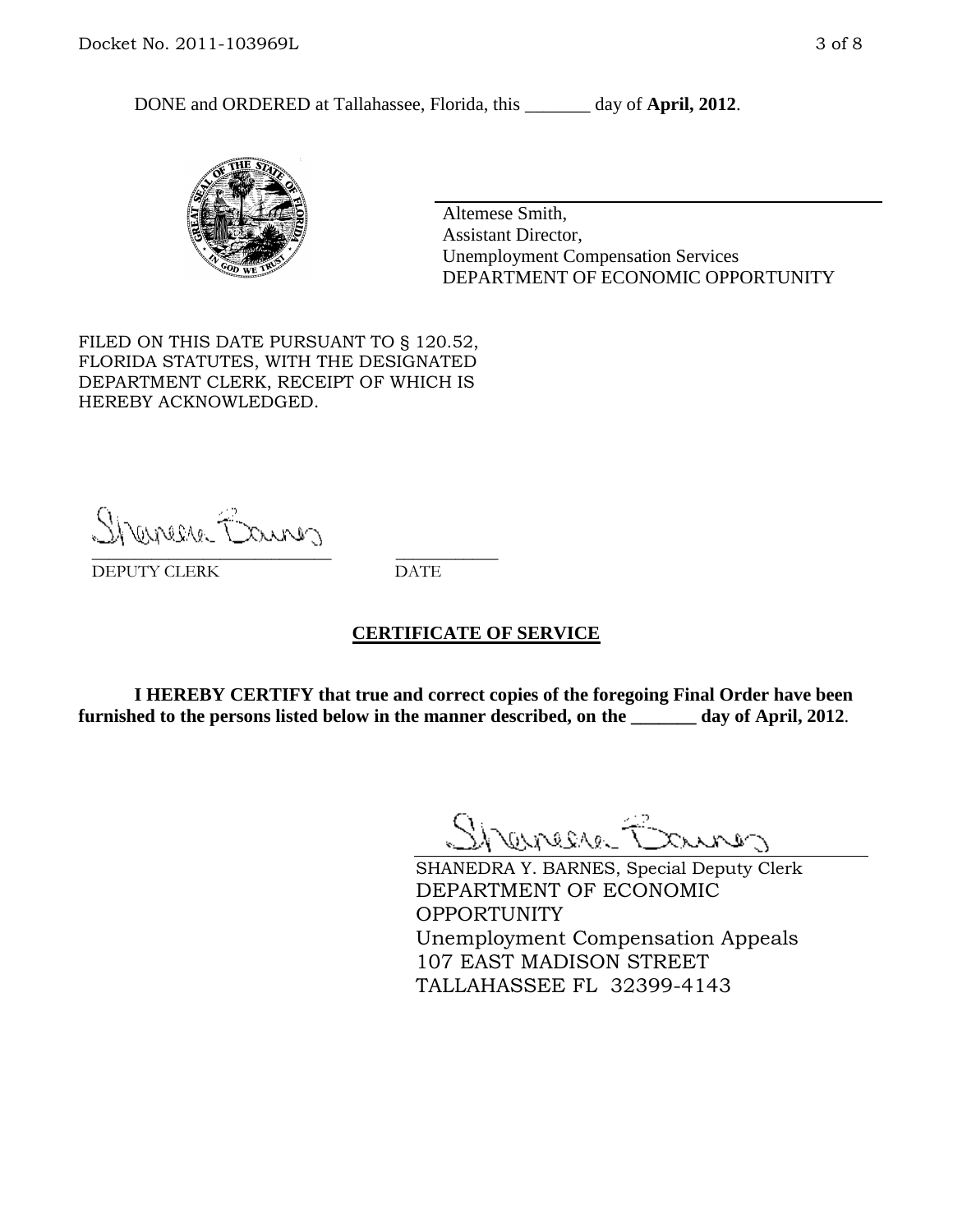DONE and ORDERED at Tallahassee, Florida, this _______ day of **April, 2012**.

Altemese Smith,
Assistant Director,
Unemployment Compensation Services
DEPARTMENT OF ECONOMIC OPPORTUNITY

FILED ON THIS DATE PURSUANT TO § 120.52, FLORIDA STATUTES, WITH THE DESIGNATED DEPARTMENT CLERK, RECEIPT OF WHICH IS HEREBY ACKNOWLEDGED.

___________________________ ___________
DEPUTY CLERK DATE

**CERTIFICATE OF SERVICE**

**I HEREBY CERTIFY that true and correct copies of the foregoing Final Order have been furnished to the persons listed below in the manner described, on the _______ day of April, 2012**.

SHANEDRA Y. BARNES, Special Deputy Clerk
DEPARTMENT OF ECONOMIC OPPORTUNITY
Unemployment Compensation Appeals
107 EAST MADISON STREET
TALLAHASSEE FL 32399-4143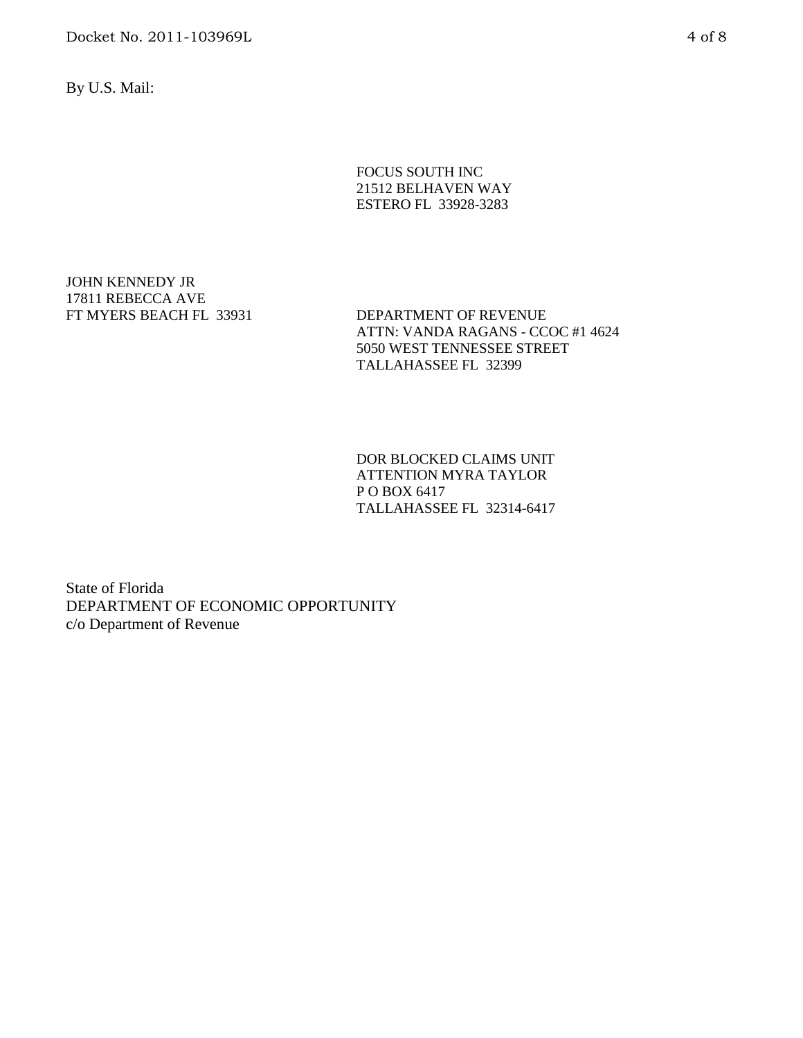By U.S. Mail:

FOCUS SOUTH INC  
21512 BELHAVEN WAY  
ESTERO FL 33928-3283

JOHN KENNEDY JR  
17811 REBECCA AVE  
FT MYERS BEACH FL 33931

DEPARTMENT OF REVENUE  
ATTN: VANDA RAGANS - CCOC #1 4624  
5050 WEST TENNESSEE STREET  
TALLAHASSEE FL 32399

DOR BLOCKED CLAIMS UNIT  
ATTENTION MYRA TAYLOR  
P O BOX 6417  
TALLAHASSEE FL 32314-6417

State of Florida  
DEPARTMENT OF ECONOMIC OPPORTUNITY  
c/o Department of Revenue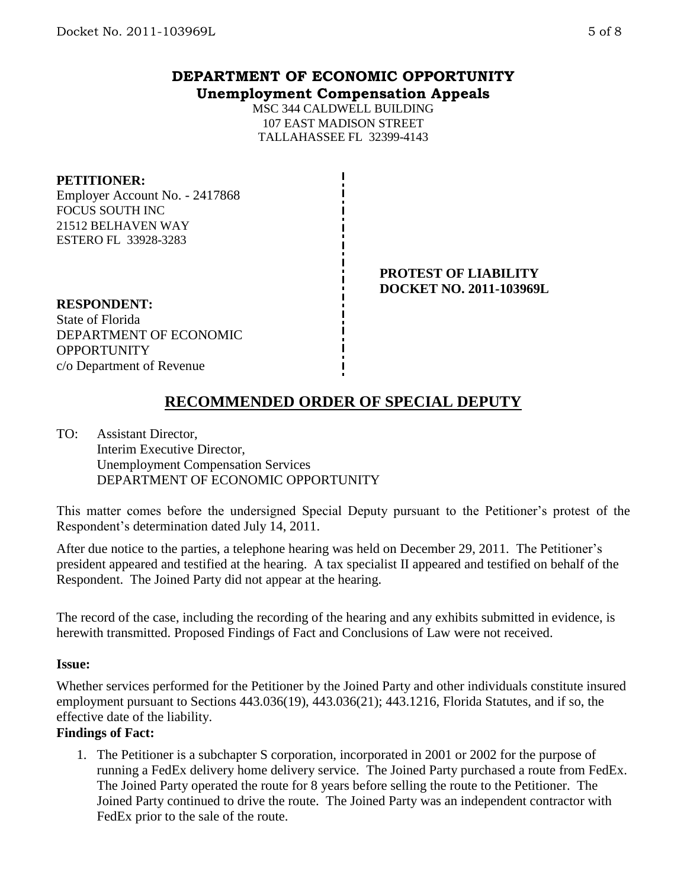# DEPARTMENT OF ECONOMIC OPPORTUNITY
## Unemployment Compensation Appeals

MSC 344 CALDWELL BUILDING
107 EAST MADISON STREET
TALLAHASSEE FL 32399-4143

**PETITIONER:**
Employer Account No. - 2417868
FOCUS SOUTH INC
21512 BELHAVEN WAY
ESTERO FL 33928-3283

**PROTEST OF LIABILITY**
**DOCKET NO. 2011-103969L**

**RESPONDENT:**
State of Florida
DEPARTMENT OF ECONOMIC OPPORTUNITY
c/o Department of Revenue

## RECOMMENDED ORDER OF SPECIAL DEPUTY

TO: Assistant Director,
Interim Executive Director,
Unemployment Compensation Services
DEPARTMENT OF ECONOMIC OPPORTUNITY

This matter comes before the undersigned Special Deputy pursuant to the Petitioner's protest of the Respondent's determination dated July 14, 2011.

After due notice to the parties, a telephone hearing was held on December 29, 2011. The Petitioner's president appeared and testified at the hearing. A tax specialist II appeared and testified on behalf of the Respondent. The Joined Party did not appear at the hearing.

The record of the case, including the recording of the hearing and any exhibits submitted in evidence, is herewith transmitted. Proposed Findings of Fact and Conclusions of Law were not received.

**Issue:**

Whether services performed for the Petitioner by the Joined Party and other individuals constitute insured employment pursuant to Sections 443.036(19), 443.036(21); 443.1216, Florida Statutes, and if so, the effective date of the liability.

**Findings of Fact:**

1. The Petitioner is a subchapter S corporation, incorporated in 2001 or 2002 for the purpose of running a FedEx delivery home delivery service. The Joined Party purchased a route from FedEx. The Joined Party operated the route for 8 years before selling the route to the Petitioner. The Joined Party continued to drive the route. The Joined Party was an independent contractor with FedEx prior to the sale of the route.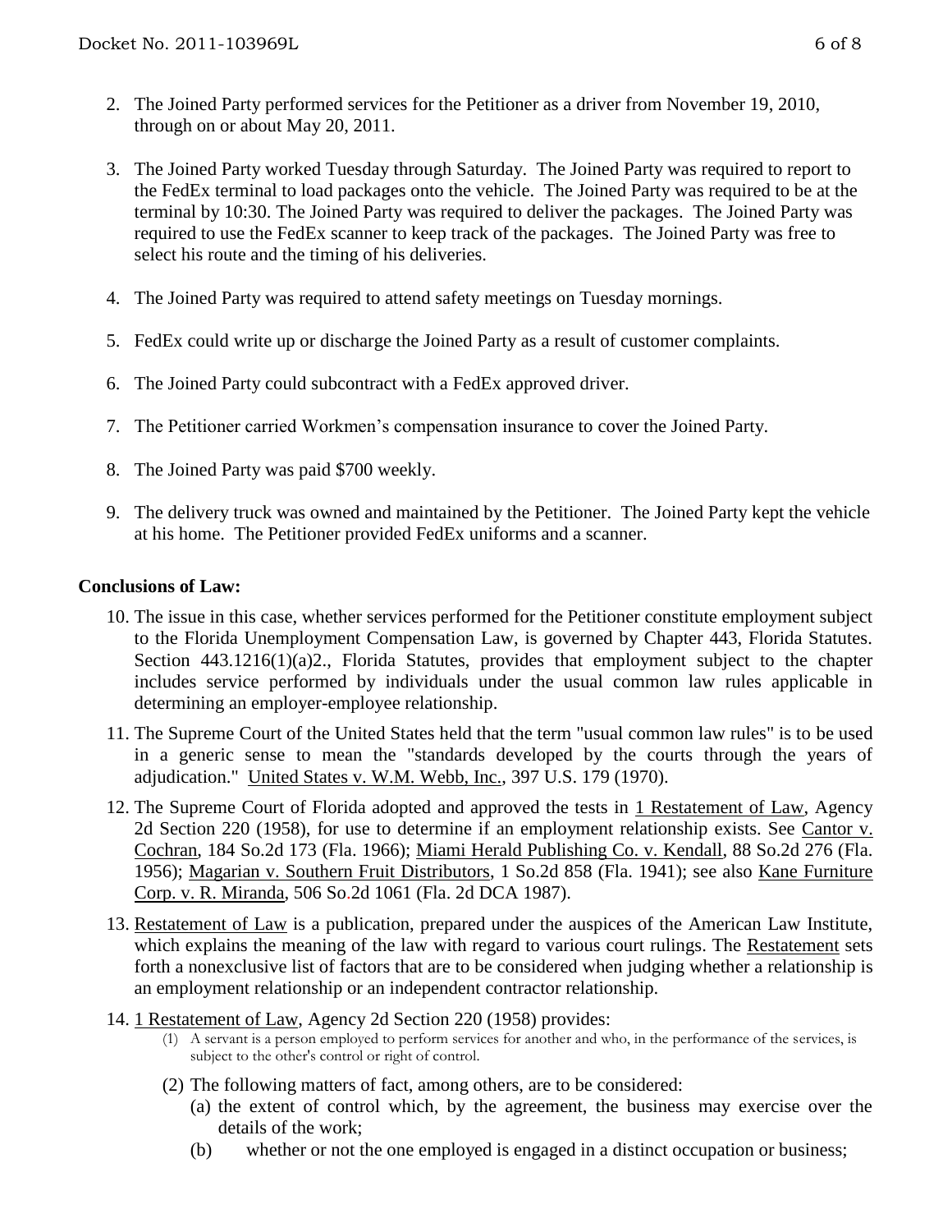2. The Joined Party performed services for the Petitioner as a driver from November 19, 2010, through on or about May 20, 2011.

3. The Joined Party worked Tuesday through Saturday. The Joined Party was required to report to the FedEx terminal to load packages onto the vehicle. The Joined Party was required to be at the terminal by 10:30. The Joined Party was required to deliver the packages. The Joined Party was required to use the FedEx scanner to keep track of the packages. The Joined Party was free to select his route and the timing of his deliveries.

4. The Joined Party was required to attend safety meetings on Tuesday mornings.

5. FedEx could write up or discharge the Joined Party as a result of customer complaints.

6. The Joined Party could subcontract with a FedEx approved driver.

7. The Petitioner carried Workmen's compensation insurance to cover the Joined Party.

8. The Joined Party was paid $700 weekly.

9. The delivery truck was owned and maintained by the Petitioner. The Joined Party kept the vehicle at his home. The Petitioner provided FedEx uniforms and a scanner.

**Conclusions of Law:**

10. The issue in this case, whether services performed for the Petitioner constitute employment subject to the Florida Unemployment Compensation Law, is governed by Chapter 443, Florida Statutes. Section 443.1216(1)(a)2., Florida Statutes, provides that employment subject to the chapter includes service performed by individuals under the usual common law rules applicable in determining an employer-employee relationship.

11. The Supreme Court of the United States held that the term "usual common law rules" is to be used in a generic sense to mean the "standards developed by the courts through the years of adjudication." United States v. W.M. Webb, Inc., 397 U.S. 179 (1970).

12. The Supreme Court of Florida adopted and approved the tests in 1 Restatement of Law, Agency 2d Section 220 (1958), for use to determine if an employment relationship exists. See Cantor v. Cochran, 184 So.2d 173 (Fla. 1966); Miami Herald Publishing Co. v. Kendall, 88 So.2d 276 (Fla. 1956); Magarian v. Southern Fruit Distributors, 1 So.2d 858 (Fla. 1941); see also Kane Furniture Corp. v. R. Miranda, 506 So.2d 1061 (Fla. 2d DCA 1987).

13. Restatement of Law is a publication, prepared under the auspices of the American Law Institute, which explains the meaning of the law with regard to various court rulings. The Restatement sets forth a nonexclusive list of factors that are to be considered when judging whether a relationship is an employment relationship or an independent contractor relationship.

14. 1 Restatement of Law, Agency 2d Section 220 (1958) provides:
    (1) A servant is a person employed to perform services for another and who, in the performance of the services, is subject to the other's control or right of control.
    (2) The following matters of fact, among others, are to be considered:
        (a) the extent of control which, by the agreement, the business may exercise over the details of the work;
        (b) whether or not the one employed is engaged in a distinct occupation or business;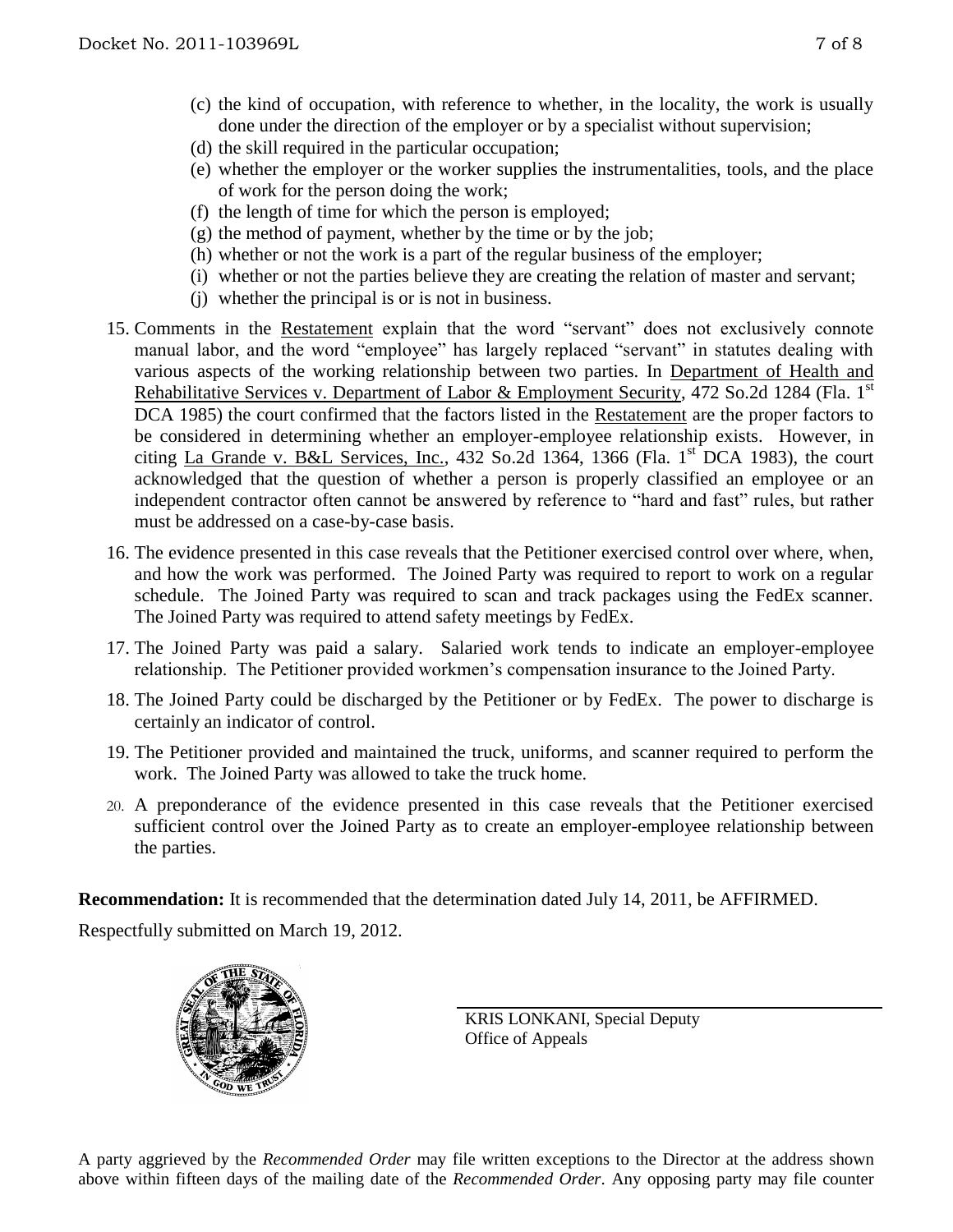(c) the kind of occupation, with reference to whether, in the locality, the work is usually done under the direction of the employer or by a specialist without supervision;
(d) the skill required in the particular occupation;
(e) whether the employer or the worker supplies the instrumentalities, tools, and the place of work for the person doing the work;
(f) the length of time for which the person is employed;
(g) the method of payment, whether by the time or by the job;
(h) whether or not the work is a part of the regular business of the employer;
(i) whether or not the parties believe they are creating the relation of master and servant;
(j) whether the principal is or is not in business.

15. Comments in the Restatement explain that the word "servant" does not exclusively connote manual labor, and the word "employee" has largely replaced "servant" in statutes dealing with various aspects of the working relationship between two parties. In Department of Health and Rehabilitative Services v. Department of Labor & Employment Security, 472 So.2d 1284 (Fla. 1st DCA 1985) the court confirmed that the factors listed in the Restatement are the proper factors to be considered in determining whether an employer-employee relationship exists. However, in citing La Grande v. B&L Services, Inc., 432 So.2d 1364, 1366 (Fla. 1st DCA 1983), the court acknowledged that the question of whether a person is properly classified an employee or an independent contractor often cannot be answered by reference to "hard and fast" rules, but rather must be addressed on a case-by-case basis.

16. The evidence presented in this case reveals that the Petitioner exercised control over where, when, and how the work was performed. The Joined Party was required to report to work on a regular schedule. The Joined Party was required to scan and track packages using the FedEx scanner. The Joined Party was required to attend safety meetings by FedEx.

17. The Joined Party was paid a salary. Salaried work tends to indicate an employer-employee relationship. The Petitioner provided workmen's compensation insurance to the Joined Party.

18. The Joined Party could be discharged by the Petitioner or by FedEx. The power to discharge is certainly an indicator of control.

19. The Petitioner provided and maintained the truck, uniforms, and scanner required to perform the work. The Joined Party was allowed to take the truck home.

20. A preponderance of the evidence presented in this case reveals that the Petitioner exercised sufficient control over the Joined Party as to create an employer-employee relationship between the parties.

**Recommendation:** It is recommended that the determination dated July 14, 2011, be AFFIRMED.

Respectfully submitted on March 19, 2012.

KRIS LONKANI, Special Deputy
Office of Appeals

A party aggrieved by the *Recommended Order* may file written exceptions to the Director at the address shown above within fifteen days of the mailing date of the *Recommended Order*. Any opposing party may file counter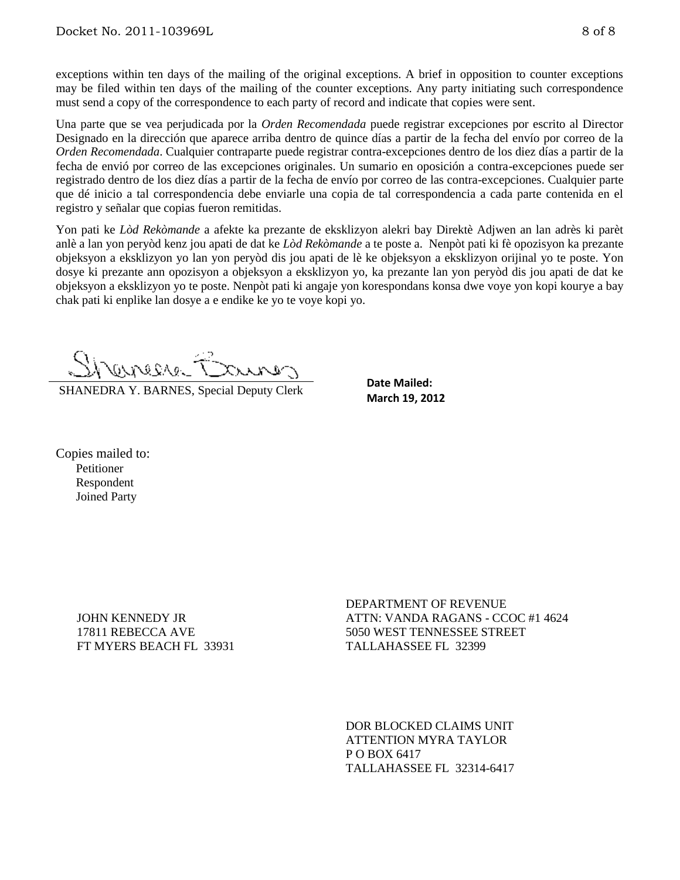exceptions within ten days of the mailing of the original exceptions. A brief in opposition to counter exceptions may be filed within ten days of the mailing of the counter exceptions. Any party initiating such correspondence must send a copy of the correspondence to each party of record and indicate that copies were sent.

Una parte que se vea perjudicada por la *Orden Recomendada* puede registrar excepciones por escrito al Director Designado en la dirección que aparece arriba dentro de quince días a partir de la fecha del envío por correo de la *Orden Recomendada*. Cualquier contraparte puede registrar contra-excepciones dentro de los diez días a partir de la fecha de envió por correo de las excepciones originales. Un sumario en oposición a contra-excepciones puede ser registrado dentro de los diez días a partir de la fecha de envío por correo de las contra-excepciones. Cualquier parte que dé inicio a tal correspondencia debe enviarle una copia de tal correspondencia a cada parte contenida en el registro y señalar que copias fueron remitidas.

Yon pati ke *Lòd Rekòmande* a afekte ka prezante de eksklizyon alekri bay Direktè Adjwen an lan adrès ki parèt anlè a lan yon peryòd kenz jou apati de dat ke *Lòd Rekòmande* a te poste a. Nenpòt pati ki fè opozisyon ka prezante objeksyon a eksklizyon yo lan yon peryòd dis jou apati de lè ke objeksyon a eksklizyon orijinal yo te poste. Yon dosye ki prezante ann opozisyon a objeksyon a eksklizyon yo, ka prezante lan yon peryòd dis jou apati de dat ke objeksyon a eksklizyon yo te poste. Nenpòt pati ki angaje yon korespondans konsa dwe voye yon kopi kourye a bay chak pati ki enplike lan dosye a e endike ke yo te voye kopi yo.

SHANEDRA Y. BARNES, Special Deputy Clerk

**Date Mailed:**
**March 19, 2012**

Copies mailed to:
- Petitioner
- Respondent
- Joined Party

JOHN KENNEDY JR
17811 REBECCA AVE
FT MYERS BEACH FL 33931

DEPARTMENT OF REVENUE
ATTN: VANDA RAGANS - CCOC #1 4624
5050 WEST TENNESSEE STREET
TALLAHASSEE FL 32399

DOR BLOCKED CLAIMS UNIT
ATTENTION MYRA TAYLOR
P O BOX 6417
TALLAHASSEE FL 32314-6417